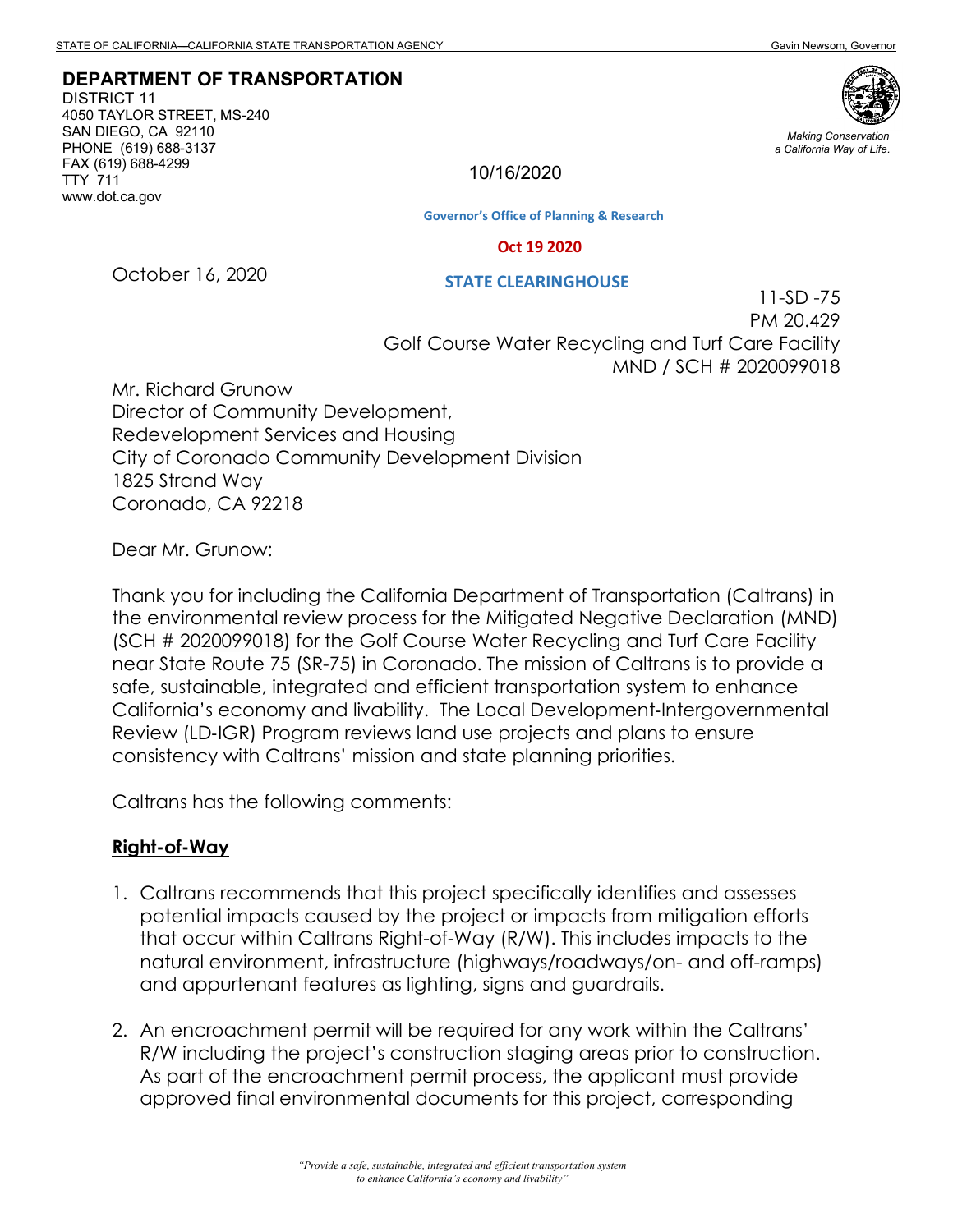STATE OF CALIFORNIA—CALIFORNIA STATE TRANSPORTATION AGENCY Gavin Newsom, Governor

**DEPARTMENT OF TRANSPORTATION**
DISTRICT 11
4050 TAYLOR STREET, MS-240
SAN DIEGO, CA 92110
PHONE (619) 688-3137
FAX (619) 688-4299
TTY 711
www.dot.ca.gov

*Making Conservation a California Way of Life.*

10/16/2020

**Governor's Office of Planning & Research**

**Oct 19 2020**

**STATE CLEARINGHOUSE**

October 16, 2020

11-SD -75
PM 20.429
Golf Course Water Recycling and Turf Care Facility
MND / SCH # 2020099018

Mr. Richard Grunow
Director of Community Development,
Redevelopment Services and Housing
City of Coronado Community Development Division
1825 Strand Way
Coronado, CA 92218

Dear Mr. Grunow:

Thank you for including the California Department of Transportation (Caltrans) in the environmental review process for the Mitigated Negative Declaration (MND) (SCH # 2020099018) for the Golf Course Water Recycling and Turf Care Facility near State Route 75 (SR-75) in Coronado. The mission of Caltrans is to provide a safe, sustainable, integrated and efficient transportation system to enhance California's economy and livability. The Local Development-Intergovernmental Review (LD-IGR) Program reviews land use projects and plans to ensure consistency with Caltrans' mission and state planning priorities.

Caltrans has the following comments:

**Right-of-Way**

1. Caltrans recommends that this project specifically identifies and assesses potential impacts caused by the project or impacts from mitigation efforts that occur within Caltrans Right-of-Way (R/W). This includes impacts to the natural environment, infrastructure (highways/roadways/on- and off-ramps) and appurtenant features as lighting, signs and guardrails.

2. An encroachment permit will be required for any work within the Caltrans' R/W including the project's construction staging areas prior to construction. As part of the encroachment permit process, the applicant must provide approved final environmental documents for this project, corresponding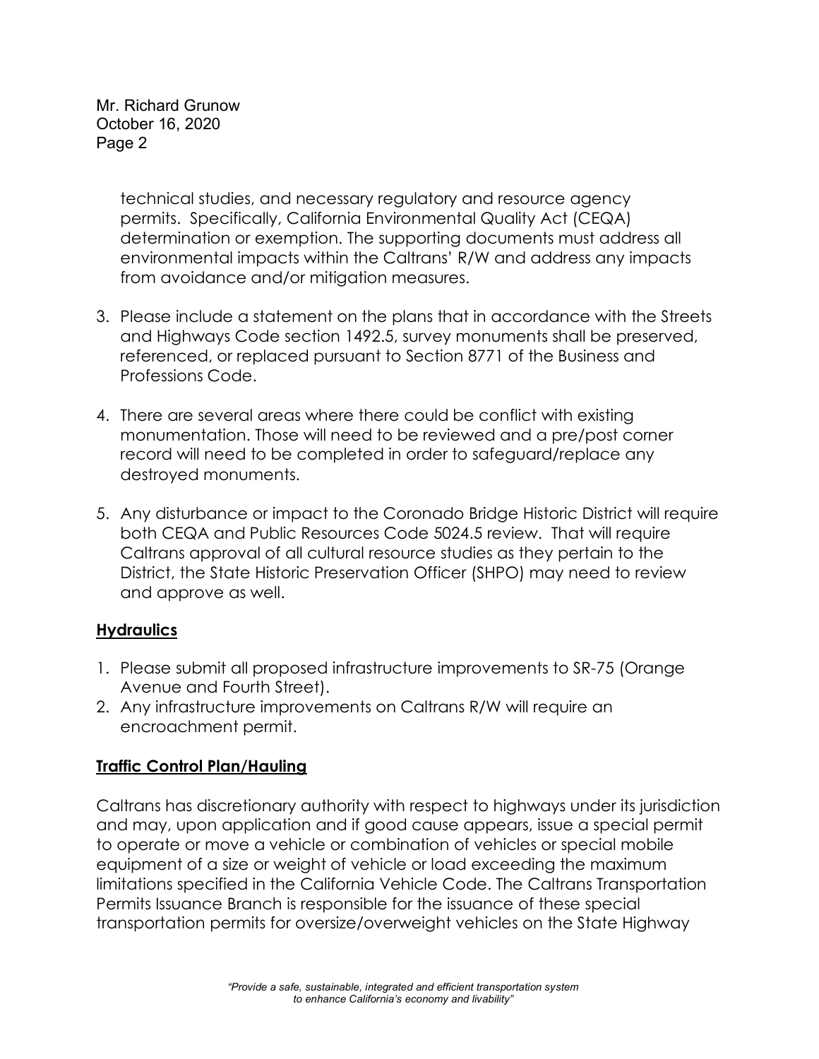technical studies, and necessary regulatory and resource agency permits. Specifically, California Environmental Quality Act (CEQA) determination or exemption. The supporting documents must address all environmental impacts within the Caltrans' R/W and address any impacts from avoidance and/or mitigation measures.

3. Please include a statement on the plans that in accordance with the Streets and Highways Code section 1492.5, survey monuments shall be preserved, referenced, or replaced pursuant to Section 8771 of the Business and Professions Code.

4. There are several areas where there could be conflict with existing monumentation. Those will need to be reviewed and a pre/post corner record will need to be completed in order to safeguard/replace any destroyed monuments.

5. Any disturbance or impact to the Coronado Bridge Historic District will require both CEQA and Public Resources Code 5024.5 review. That will require Caltrans approval of all cultural resource studies as they pertain to the District, the State Historic Preservation Officer (SHPO) may need to review and approve as well.

**<u>Hydraulics</u>**

1. Please submit all proposed infrastructure improvements to SR-75 (Orange Avenue and Fourth Street).
2. Any infrastructure improvements on Caltrans R/W will require an encroachment permit.

**<u>Traffic Control Plan/Hauling</u>**

Caltrans has discretionary authority with respect to highways under its jurisdiction and may, upon application and if good cause appears, issue a special permit to operate or move a vehicle or combination of vehicles or special mobile equipment of a size or weight of vehicle or load exceeding the maximum limitations specified in the California Vehicle Code. The Caltrans Transportation Permits Issuance Branch is responsible for the issuance of these special transportation permits for oversize/overweight vehicles on the State Highway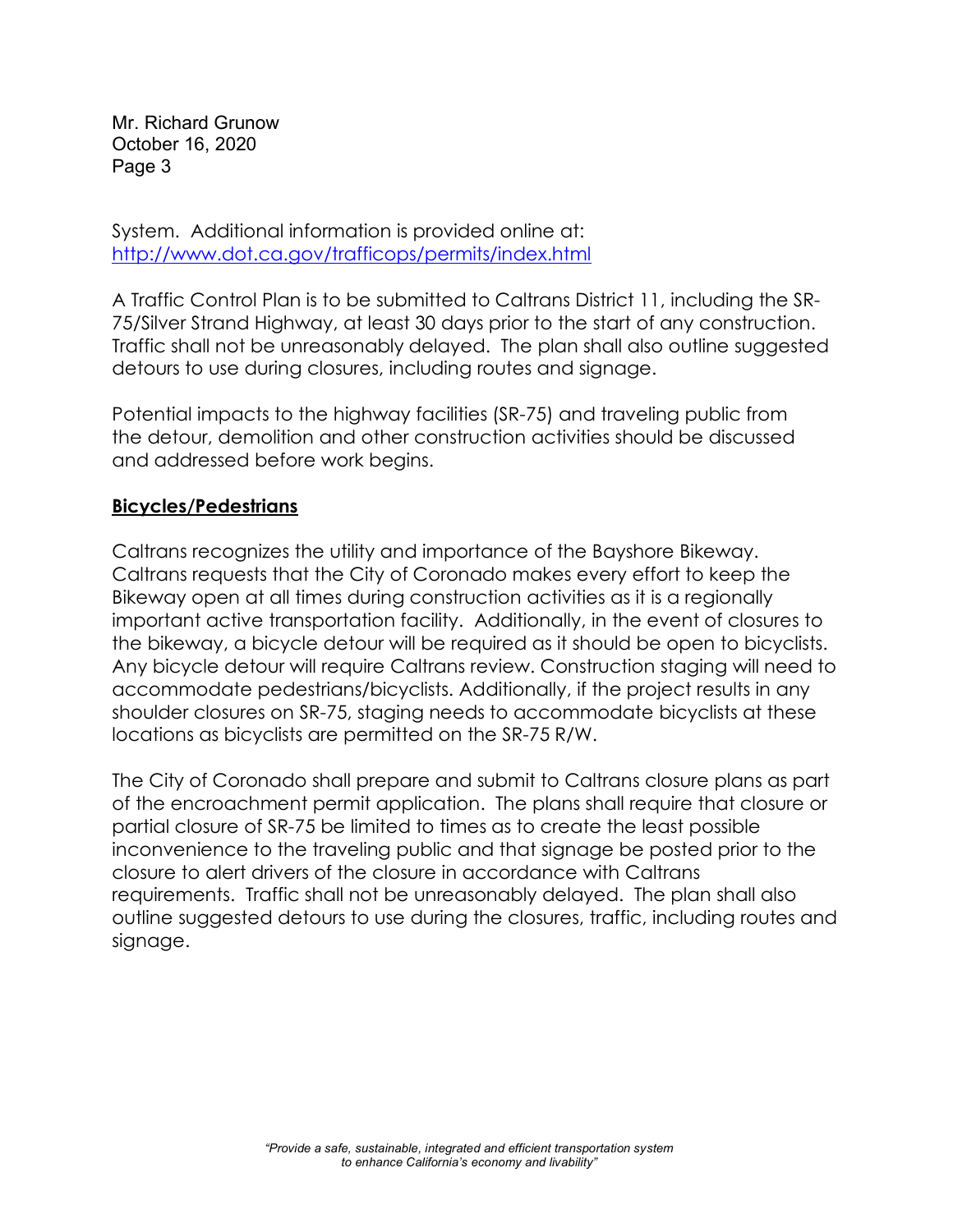System. Additional information is provided online at: http://www.dot.ca.gov/trafficops/permits/index.html

A Traffic Control Plan is to be submitted to Caltrans District 11, including the SR-75/Silver Strand Highway, at least 30 days prior to the start of any construction. Traffic shall not be unreasonably delayed. The plan shall also outline suggested detours to use during closures, including routes and signage.

Potential impacts to the highway facilities (SR-75) and traveling public from the detour, demolition and other construction activities should be discussed and addressed before work begins.

**Bicycles/Pedestrians**

Caltrans recognizes the utility and importance of the Bayshore Bikeway. Caltrans requests that the City of Coronado makes every effort to keep the Bikeway open at all times during construction activities as it is a regionally important active transportation facility. Additionally, in the event of closures to the bikeway, a bicycle detour will be required as it should be open to bicyclists. Any bicycle detour will require Caltrans review. Construction staging will need to accommodate pedestrians/bicyclists. Additionally, if the project results in any shoulder closures on SR-75, staging needs to accommodate bicyclists at these locations as bicyclists are permitted on the SR-75 R/W.

The City of Coronado shall prepare and submit to Caltrans closure plans as part of the encroachment permit application. The plans shall require that closure or partial closure of SR-75 be limited to times as to create the least possible inconvenience to the traveling public and that signage be posted prior to the closure to alert drivers of the closure in accordance with Caltrans requirements. Traffic shall not be unreasonably delayed. The plan shall also outline suggested detours to use during the closures, traffic, including routes and signage.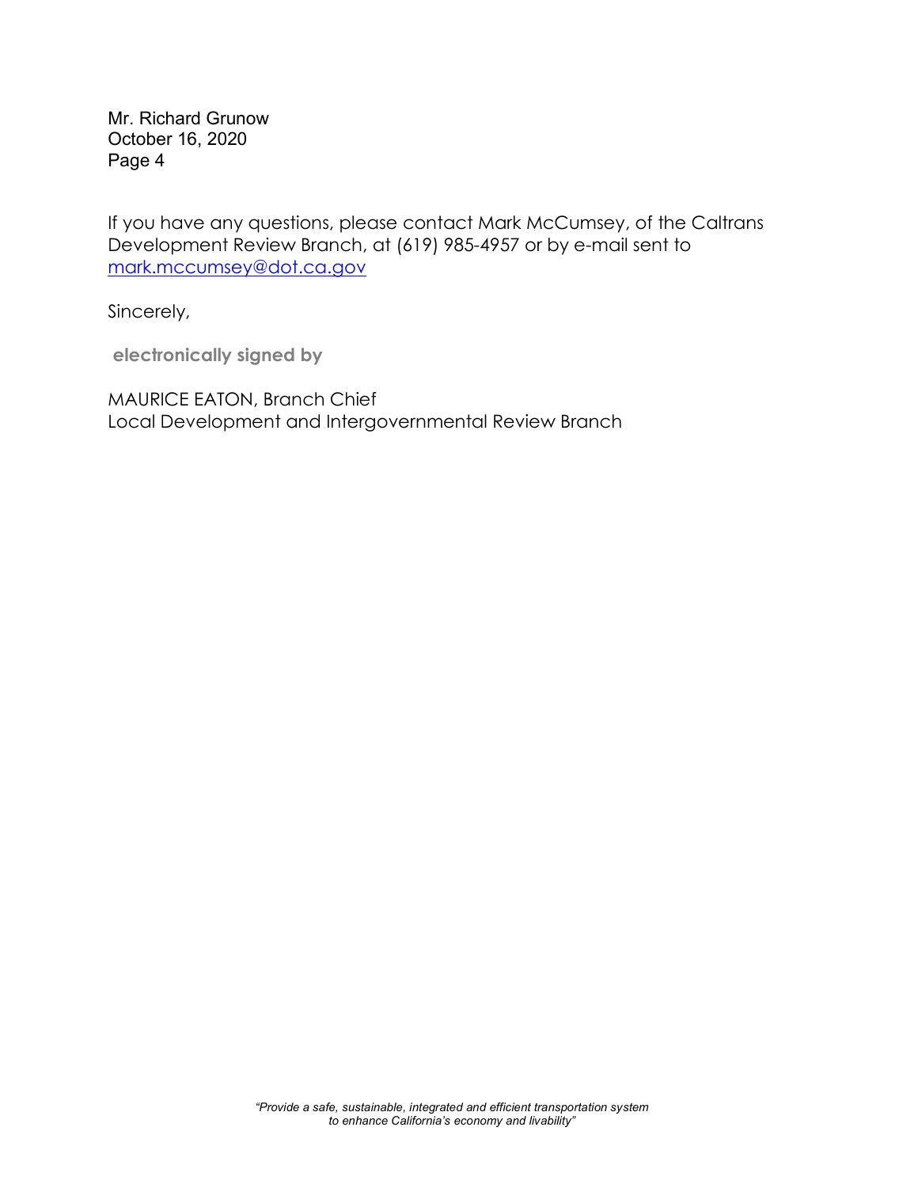If you have any questions, please contact Mark McCumsey, of the Caltrans Development Review Branch, at (619) 985-4957 or by e-mail sent to [mark.mccumsey@dot.ca.gov](mailto:mark.mccumsey@dot.ca.gov)

Sincerely,

**electronically signed by**

MAURICE EATON, Branch Chief
Local Development and Intergovernmental Review Branch